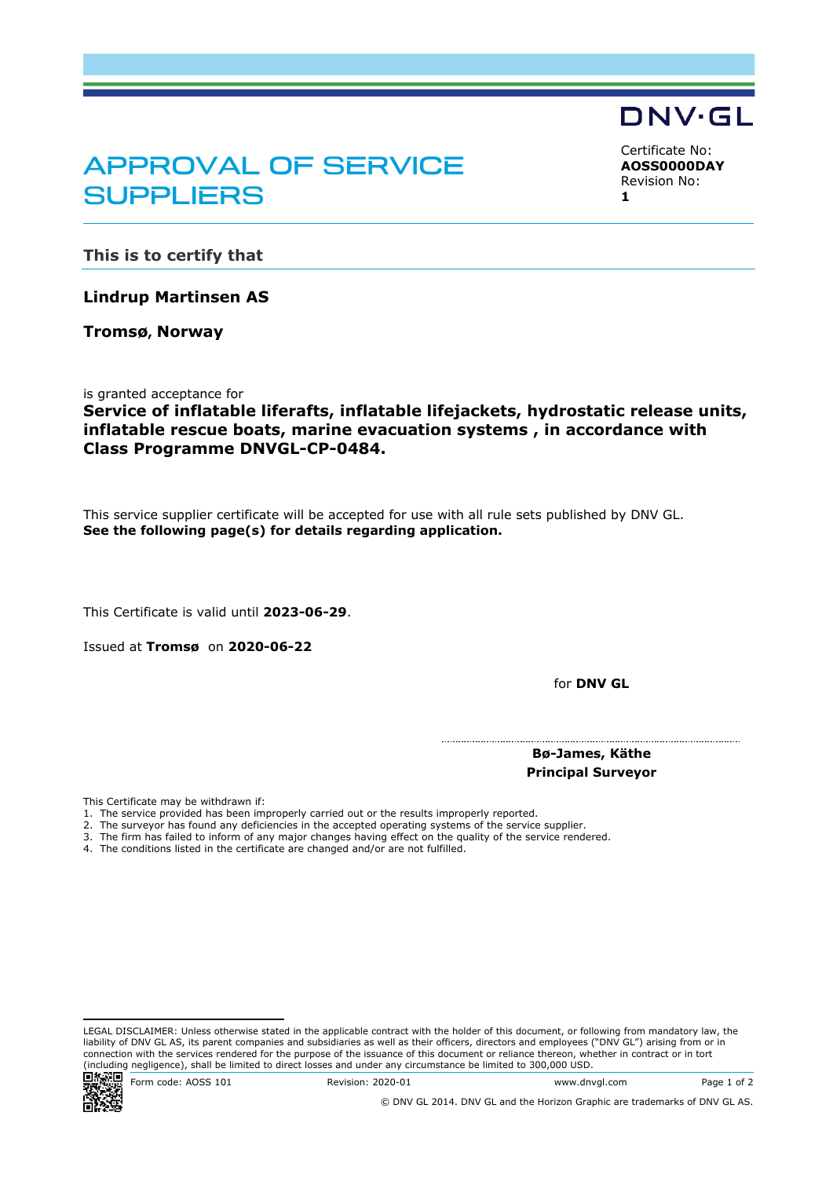DNV·GL

# APPROVAL OF SERVICE SUPPLIERS

Certificate No:
**AOSS0000DAY**
Revision No:
**1**

## This is to certify that

**Lindrup Martinsen AS**

**Tromsø, Norway**

is granted acceptance for
**Service of inflatable liferafts, inflatable lifejackets, hydrostatic release units, inflatable rescue boats, marine evacuation systems , in accordance with Class Programme DNVGL-CP-0484.**

This service supplier certificate will be accepted for use with all rule sets published by DNV GL.
**See the following page(s) for details regarding application.**

This Certificate is valid until **2023-06-29**.

Issued at **Tromsø** on **2020-06-22**

for **DNV GL**

**Bø-James, Käthe**
**Principal Surveyor**

This Certificate may be withdrawn if:

1. The service provided has been improperly carried out or the results improperly reported.
2. The surveyor has found any deficiencies in the accepted operating systems of the service supplier.
3. The firm has failed to inform of any major changes having effect on the quality of the service rendered.
4. The conditions listed in the certificate are changed and/or are not fulfilled.

LEGAL DISCLAIMER: Unless otherwise stated in the applicable contract with the holder of this document, or following from mandatory law, the liability of DNV GL AS, its parent companies and subsidiaries as well as their officers, directors and employees ("DNV GL") arising from or in connection with the services rendered for the purpose of the issuance of this document or reliance thereon, whether in contract or in tort (including negligence), shall be limited to direct losses and under any circumstance be limited to 300,000 USD.

Form code: AOSS 101 Revision: 2020-01 www.dnvgl.com

© DNV GL 2014. DNV GL and the Horizon Graphic are trademarks of DNV GL AS.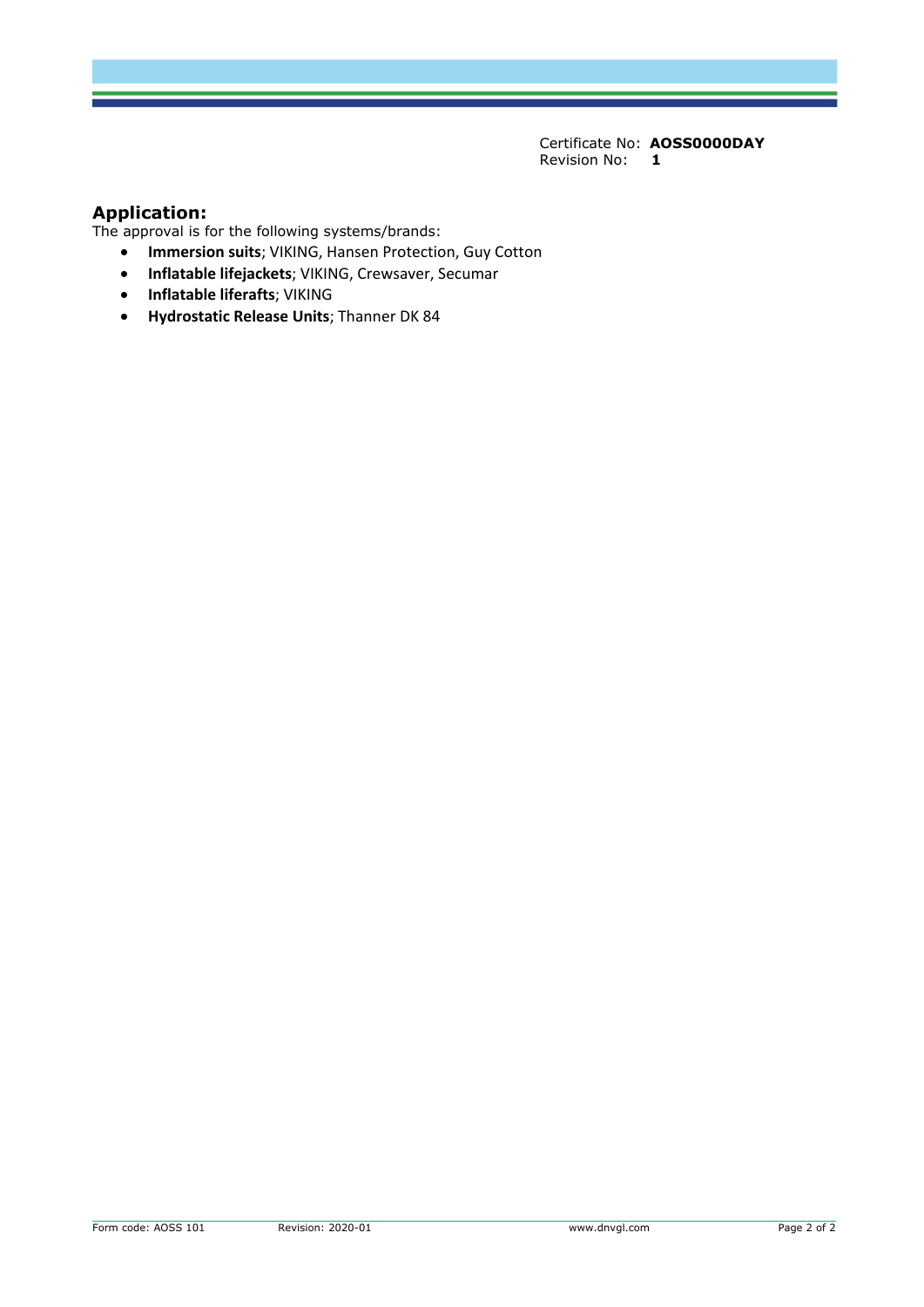Certificate No: **AOSS0000DAY**
Revision No: **1**

## Application:

The approval is for the following systems/brands:

- **Immersion suits**; VIKING, Hansen Protection, Guy Cotton
- **Inflatable lifejackets**; VIKING, Crewsaver, Secumar
- **Inflatable liferafts**; VIKING
- **Hydrostatic Release Units**; Thanner DK 84